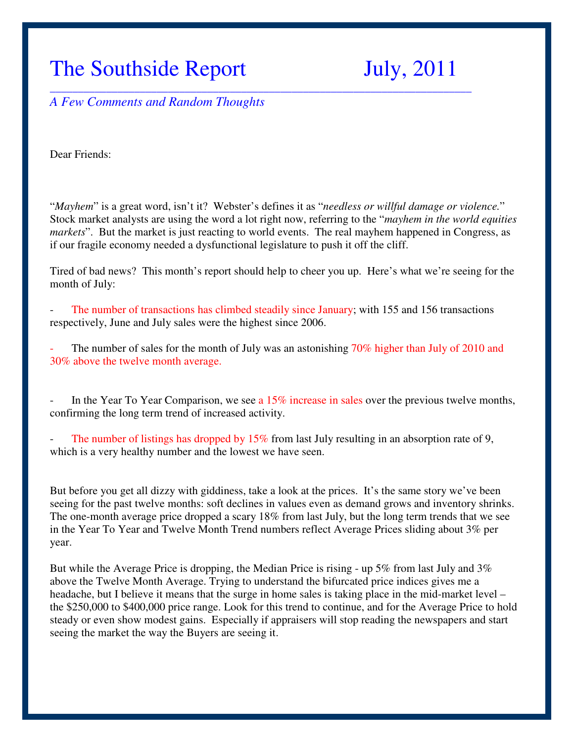# The Southside Report July, 2011

*A Few Comments and Random Thoughts*

Dear Friends:

"*Mayhem*" is a great word, isn't it? Webster's defines it as "*needless or willful damage or violence.*" Stock market analysts are using the word a lot right now, referring to the "*mayhem in the world equities markets*". But the market is just reacting to world events. The real mayhem happened in Congress, as if our fragile economy needed a dysfunctional legislature to push it off the cliff.

Tired of bad news? This month's report should help to cheer you up. Here's what we're seeing for the month of July:

- The number of transactions has climbed steadily since January; with 155 and 156 transactions respectively, June and July sales were the highest since 2006.

- The number of sales for the month of July was an astonishing 70% higher than July of 2010 and 30% above the twelve month average.

- In the Year To Year Comparison, we see a 15% increase in sales over the previous twelve months, confirming the long term trend of increased activity.

- The number of listings has dropped by 15% from last July resulting in an absorption rate of 9, which is a very healthy number and the lowest we have seen.

But before you get all dizzy with giddiness, take a look at the prices. It's the same story we've been seeing for the past twelve months: soft declines in values even as demand grows and inventory shrinks. The one-month average price dropped a scary 18% from last July, but the long term trends that we see in the Year To Year and Twelve Month Trend numbers reflect Average Prices sliding about 3% per year.

But while the Average Price is dropping, the Median Price is rising - up 5% from last July and 3% above the Twelve Month Average. Trying to understand the bifurcated price indices gives me a headache, but I believe it means that the surge in home sales is taking place in the mid-market level – the $250,000 to $400,000 price range. Look for this trend to continue, and for the Average Price to hold steady or even show modest gains. Especially if appraisers will stop reading the newspapers and start seeing the market the way the Buyers are seeing it.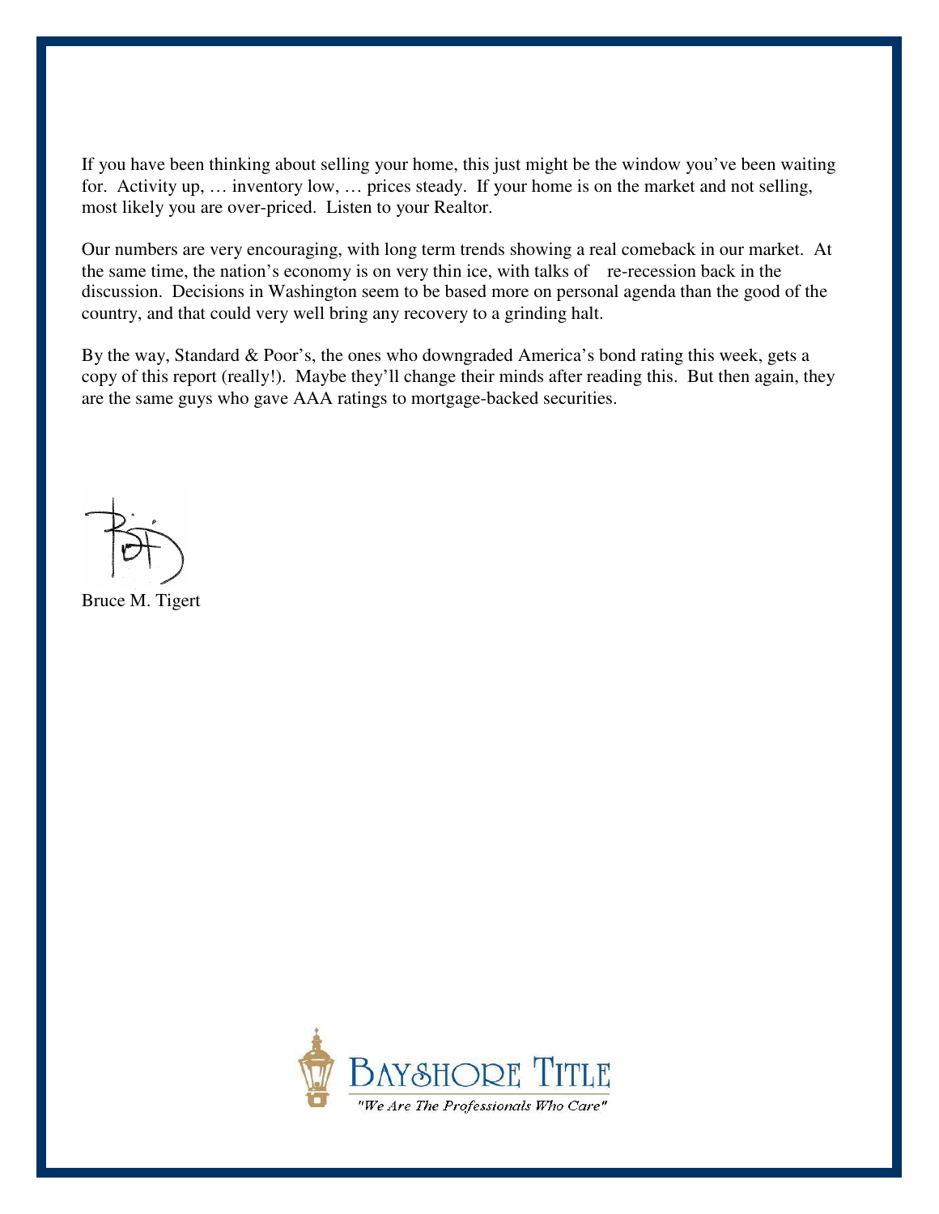If you have been thinking about selling your home, this just might be the window you've been waiting for. Activity up, … inventory low, … prices steady. If your home is on the market and not selling, most likely you are over-priced. Listen to your Realtor.

Our numbers are very encouraging, with long term trends showing a real comeback in our market. At the same time, the nation's economy is on very thin ice, with talks of re-recession back in the discussion. Decisions in Washington seem to be based more on personal agenda than the good of the country, and that could very well bring any recovery to a grinding halt.

By the way, Standard & Poor's, the ones who downgraded America's bond rating this week, gets a copy of this report (really!). Maybe they'll change their minds after reading this. But then again, they are the same guys who gave AAA ratings to mortgage-backed securities.

Bruce M. Tigert

BAYSHORE TITLE

*"We Are The Professionals Who Care"*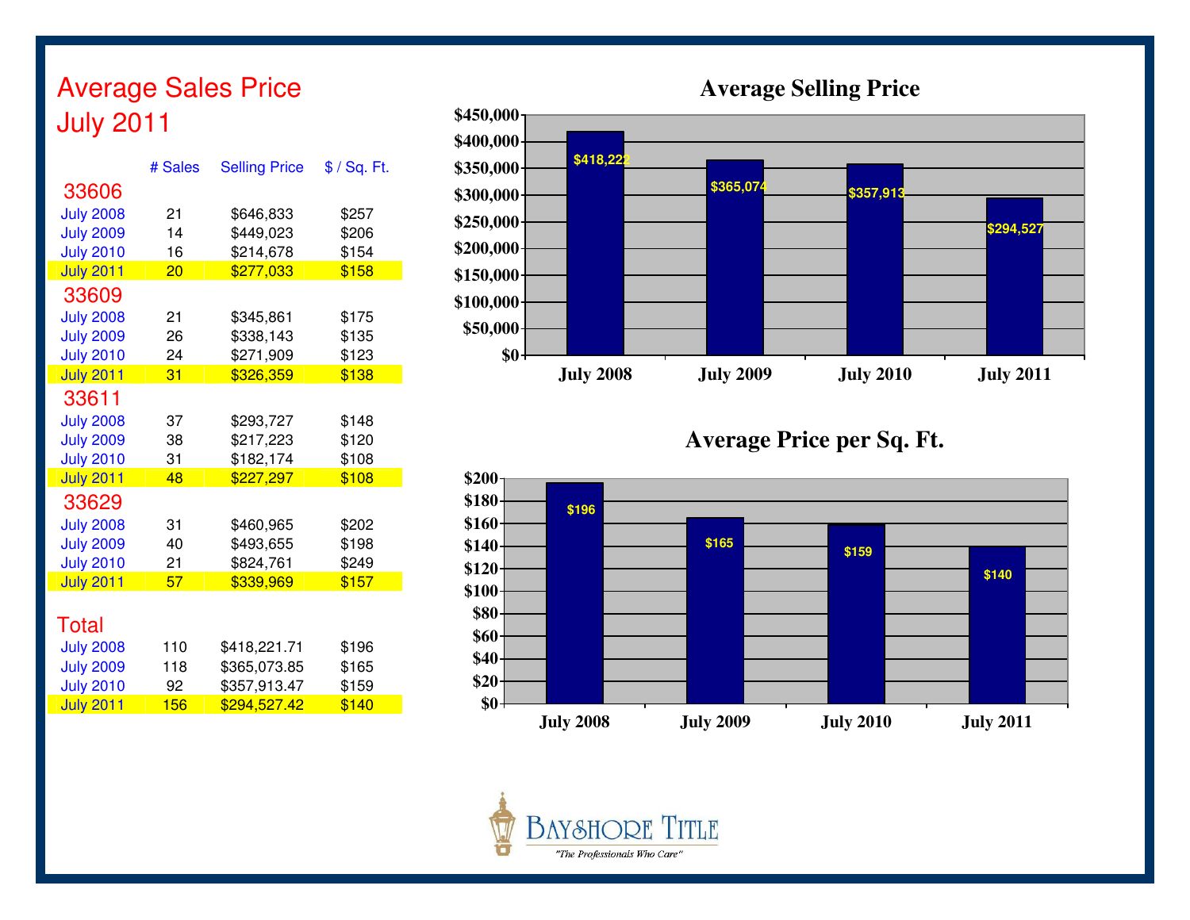# Average Sales Price
# July 2011

| | # Sales | Selling Price | $ / Sq. Ft. |
|---|---|---|---|
| **33606** | | | |
| July 2008 | 21 | $646,833 | $257 |
| July 2009 | 14 | $449,023 | $206 |
| July 2010 | 16 | $214,678 | $154 |
| July 2011 | 20 | $277,033 | $158 |
| **33609** | | | |
| July 2008 | 21 | $345,861 | $175 |
| July 2009 | 26 | $338,143 | $135 |
| July 2010 | 24 | $271,909 | $123 |
| July 2011 | 31 | $326,359 | $138 |
| **33611** | | | |
| July 2008 | 37 | $293,727 | $148 |
| July 2009 | 38 | $217,223 | $120 |
| July 2010 | 31 | $182,174 | $108 |
| July 2011 | 48 | $227,297 | $108 |
| **33629** | | | |
| July 2008 | 31 | $460,965 | $202 |
| July 2009 | 40 | $493,655 | $198 |
| July 2010 | 21 | $824,761 | $249 |
| July 2011 | 57 | $339,969 | $157 |
| **Total** | | | |
| July 2008 | 110 | $418,221.71 | $196 |
| July 2009 | 118 | $365,073.85 | $165 |
| July 2010 | 92 | $357,913.47 | $159 |
| July 2011 | 156 | $294,527.42 | $140 |

## Average Selling Price

| | July 2008 | July 2009 | July 2010 | July 2011 |
|---|---|---|---|---|
| Average Selling Price | $418,222 | $365,074 | $357,913 | $294,527 |

## Average Price per Sq. Ft.

| | July 2008 | July 2009 | July 2010 | July 2011 |
|---|---|---|---|---|
| Average Price per Sq. Ft. | $196 | $165 | $159 | $140 |

BAYSHORE TITLE

*"The Professionals Who Care"*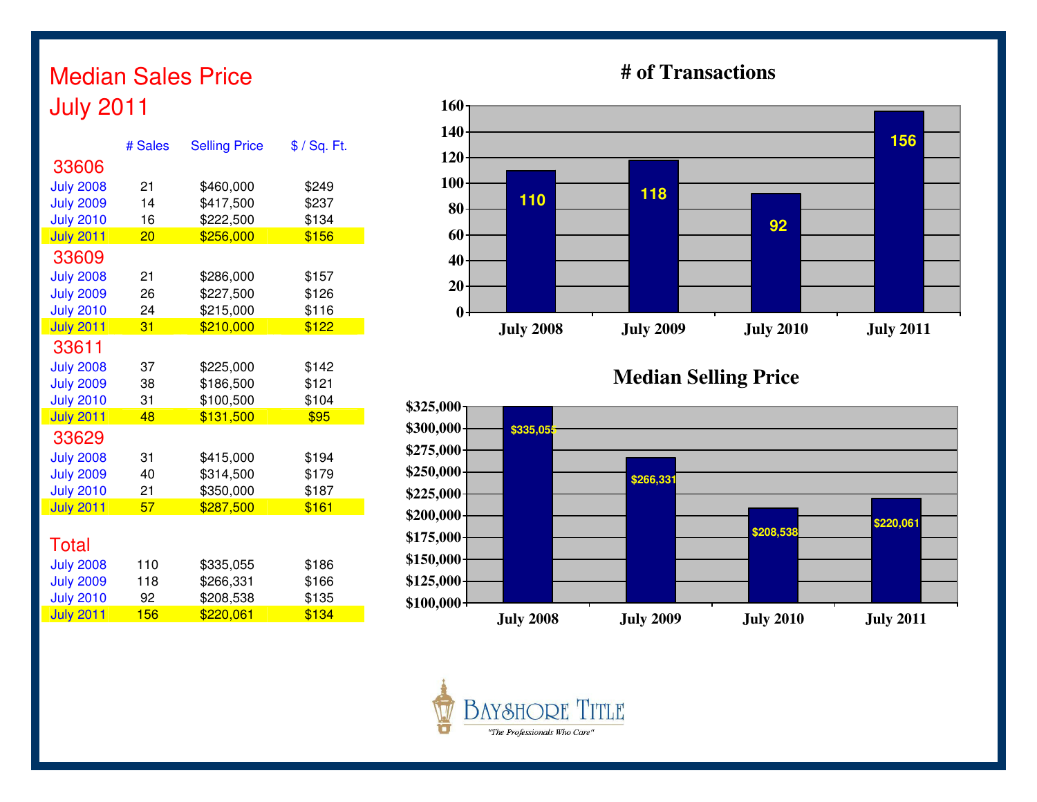# Median Sales Price
## July 2011

| | # Sales | Selling Price | $ / Sq. Ft. |
|---|---|---|---|
| **33606** | | | |
| July 2008 | 21 | $460,000 | $249 |
| July 2009 | 14 | $417,500 | $237 |
| July 2010 | 16 | $222,500 | $134 |
| July 2011 | 20 | $256,000 | $156 |
| **33609** | | | |
| July 2008 | 21 | $286,000 | $157 |
| July 2009 | 26 | $227,500 | $126 |
| July 2010 | 24 | $215,000 | $116 |
| July 2011 | 31 | $210,000 | $122 |
| **33611** | | | |
| July 2008 | 37 | $225,000 | $142 |
| July 2009 | 38 | $186,500 | $121 |
| July 2010 | 31 | $100,500 | $104 |
| July 2011 | 48 | $131,500 | $95 |
| **33629** | | | |
| July 2008 | 31 | $415,000 | $194 |
| July 2009 | 40 | $314,500 | $179 |
| July 2010 | 21 | $350,000 | $187 |
| July 2011 | 57 | $287,500 | $161 |
| **Total** | | | |
| July 2008 | 110 | $335,055 | $186 |
| July 2009 | 118 | $266,331 | $166 |
| July 2010 | 92 | $208,538 | $135 |
| July 2011 | 156 | $220,061 | $134 |

## # of Transactions

| July 2008 | July 2009 | July 2010 | July 2011 |
|---|---|---|---|
| 110 | 118 | 92 | 156 |

## Median Selling Price

| July 2008 | July 2009 | July 2010 | July 2011 |
|---|---|---|---|
| $335,055 | $266,331 | $208,538 | $220,061 |

Bayshore Title

*"The Professionals Who Care"*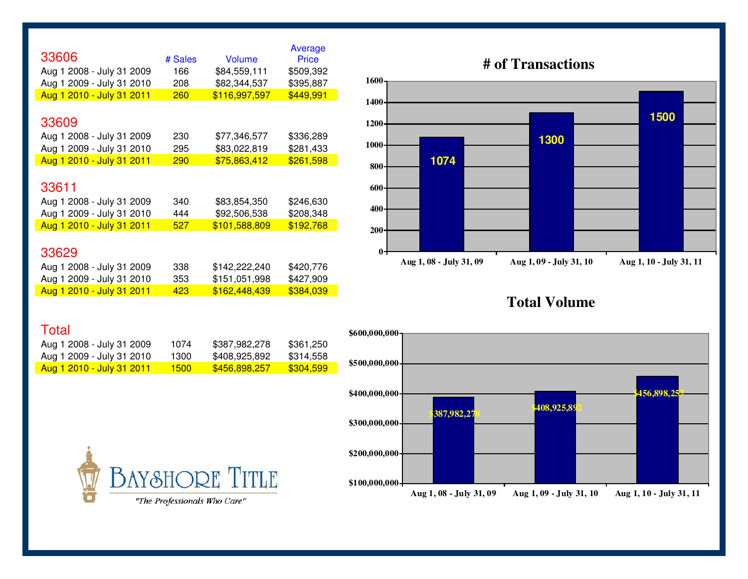## 33606

| | # Sales | Volume | Average Price |
|---|---|---|---|
| Aug 1 2008 - July 31 2009 | 166 | $84,559,111 | $509,392 |
| Aug 1 2009 - July 31 2010 | 208 | $82,344,537 | $395,887 |
| Aug 1 2010 - July 31 2011 | 260 | $116,997,597 | $449,991 |

## 33609

| | # Sales | Volume | Average Price |
|---|---|---|---|
| Aug 1 2008 - July 31 2009 | 230 | $77,346,577 | $336,289 |
| Aug 1 2009 - July 31 2010 | 295 | $83,022,819 | $281,433 |
| Aug 1 2010 - July 31 2011 | 290 | $75,863,412 | $261,598 |

## 33611

| | # Sales | Volume | Average Price |
|---|---|---|---|
| Aug 1 2008 - July 31 2009 | 340 | $83,854,350 | $246,630 |
| Aug 1 2009 - July 31 2010 | 444 | $92,506,538 | $208,348 |
| Aug 1 2010 - July 31 2011 | 527 | $101,588,809 | $192,768 |

## 33629

| | # Sales | Volume | Average Price |
|---|---|---|---|
| Aug 1 2008 - July 31 2009 | 338 | $142,222,240 | $420,776 |
| Aug 1 2009 - July 31 2010 | 353 | $151,051,998 | $427,909 |
| Aug 1 2010 - July 31 2011 | 423 | $162,448,439 | $384,039 |

## Total

| | # Sales | Volume | Average Price |
|---|---|---|---|
| Aug 1 2008 - July 31 2009 | 1074 | $387,982,278 | $361,250 |
| Aug 1 2009 - July 31 2010 | 1300 | $408,925,892 | $314,558 |
| Aug 1 2010 - July 31 2011 | 1500 | $456,898,257 | $304,599 |

## # of Transactions

| Period | # of Transactions |
|---|---|
| Aug 1, 08 - July 31, 09 | 1074 |
| Aug 1, 09 - July 31, 10 | 1300 |
| Aug 1, 10 - July 31, 11 | 1500 |

## Total Volume

| Period | Total Volume |
|---|---|
| Aug 1, 08 - July 31, 09 | $387,982,278 |
| Aug 1, 09 - July 31, 10 | $408,925,892 |
| Aug 1, 10 - July 31, 11 | $456,898,257 |

BAYSHORE TITLE

*"The Professionals Who Care"*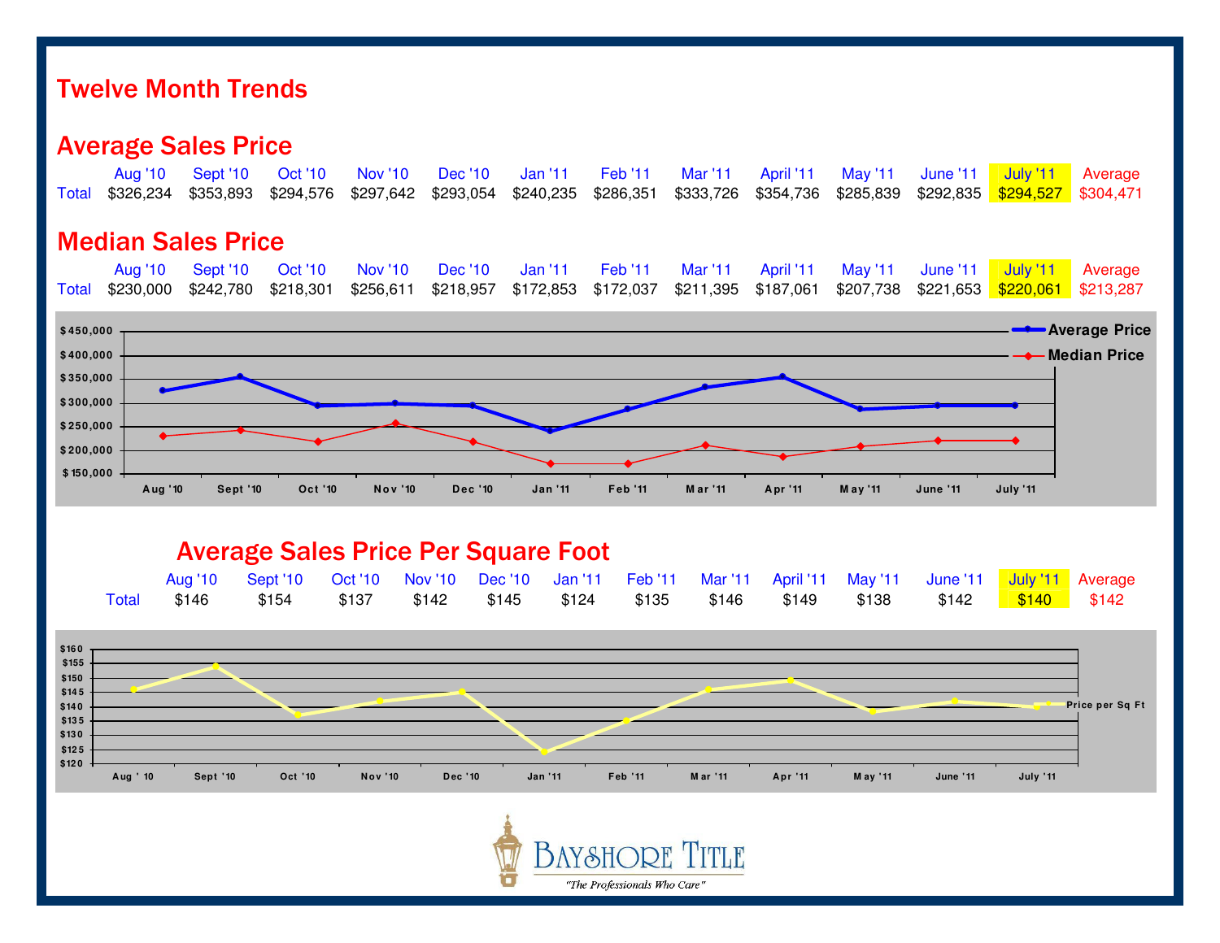# Twelve Month Trends

## Average Sales Price

| | Aug '10 | Sept '10 | Oct '10 | Nov '10 | Dec '10 | Jan '11 | Feb '11 | Mar '11 | April '11 | May '11 | June '11 | July '11 | Average |
|---|---|---|---|---|---|---|---|---|---|---|---|---|---|
| Total | $326,234 | $353,893 | $294,576 | $297,642 | $293,054 | $240,235 | $286,351 | $333,726 | $354,736 | $285,839 | $292,835 | $294,527 | $304,471 |

## Median Sales Price

| | Aug '10 | Sept '10 | Oct '10 | Nov '10 | Dec '10 | Jan '11 | Feb '11 | Mar '11 | April '11 | May '11 | June '11 | July '11 | Average |
|---|---|---|---|---|---|---|---|---|---|---|---|---|---|
| Total | $230,000 | $242,780 | $218,301 | $256,611 | $218,957 | $172,853 | $172,037 | $211,395 | $187,061 | $207,738 | $221,653 | $220,061 | $213,287 |

## Average Sales Price Per Square Foot

| | Aug '10 | Sept '10 | Oct '10 | Nov '10 | Dec '10 | Jan '11 | Feb '11 | Mar '11 | April '11 | May '11 | June '11 | July '11 | Average |
|---|---|---|---|---|---|---|---|---|---|---|---|---|---|
| Total | $146 | $154 | $137 | $142 | $145 | $124 | $135 | $146 | $149 | $138 | $142 | $140 | $142 |

BAYSHORE TITLE

*"The Professionals Who Care"*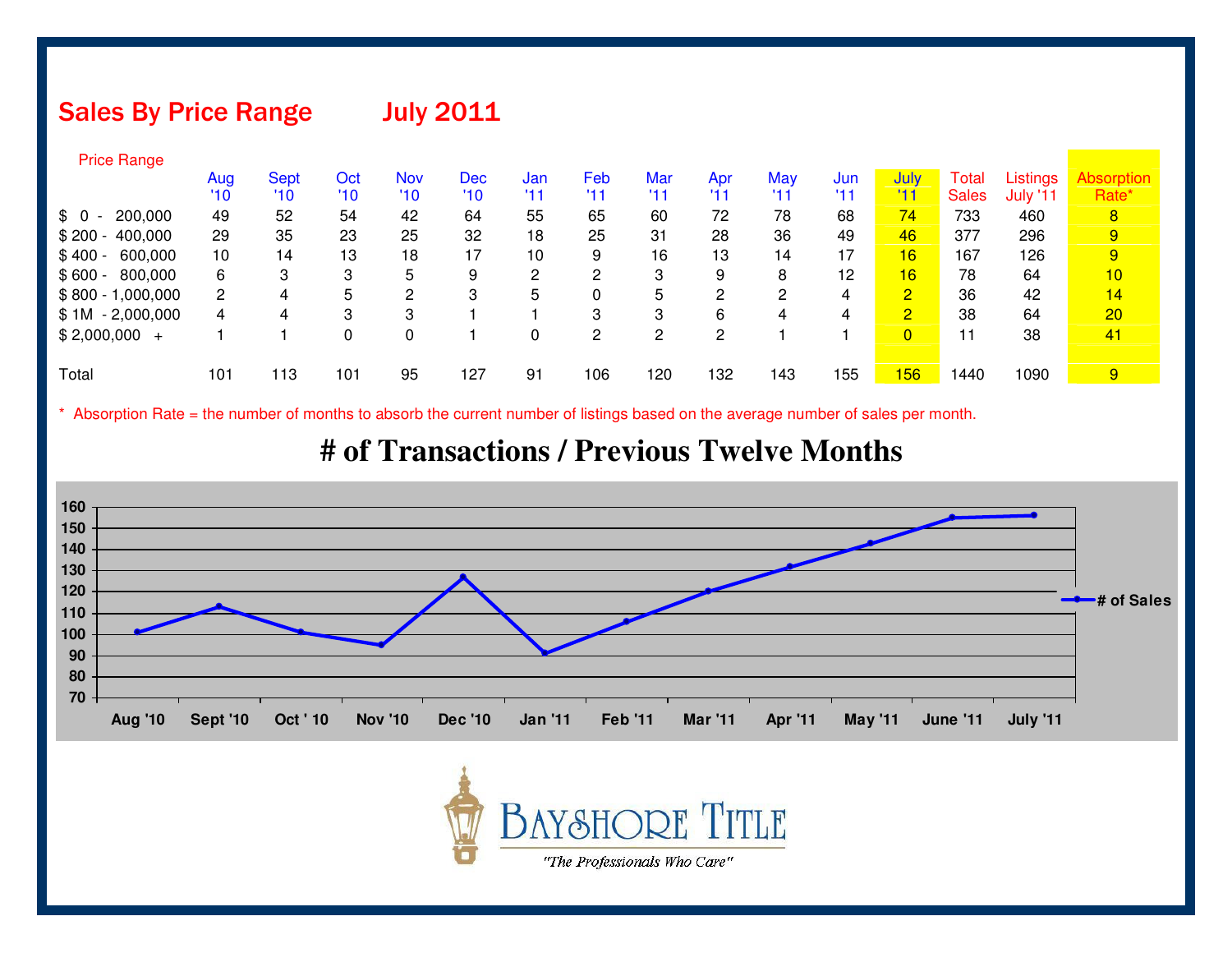# Sales By Price Range July 2011

| Price Range | Aug '10 | Sept '10 | Oct '10 | Nov '10 | Dec '10 | Jan '11 | Feb '11 | Mar '11 | Apr '11 | May '11 | Jun '11 | July '11 | Total Sales | Listings July '11 | Absorption Rate* |
|---|---|---|---|---|---|---|---|---|---|---|---|---|---|---|---|
| $ 0 - 200,000 | 49 | 52 | 54 | 42 | 64 | 55 | 65 | 60 | 72 | 78 | 68 | 74 | 733 | 460 | 8 |
| $ 200 - 400,000 | 29 | 35 | 23 | 25 | 32 | 18 | 25 | 31 | 28 | 36 | 49 | 46 | 377 | 296 | 9 |
| $ 400 - 600,000 | 10 | 14 | 13 | 18 | 17 | 10 | 9 | 16 | 13 | 14 | 17 | 16 | 167 | 126 | 9 |
| $ 600 - 800,000 | 6 | 3 | 3 | 5 | 9 | 2 | 2 | 3 | 9 | 8 | 12 | 16 | 78 | 64 | 10 |
| $ 800 - 1,000,000 | 2 | 4 | 5 | 2 | 3 | 5 | 0 | 5 | 2 | 2 | 4 | 2 | 36 | 42 | 14 |
| $ 1M - 2,000,000 | 4 | 4 | 3 | 3 | 1 | 1 | 3 | 3 | 6 | 4 | 4 | 2 | 38 | 64 | 20 |
| $ 2,000,000 + | 1 | 1 | 0 | 0 | 1 | 0 | 2 | 2 | 2 | 1 | 1 | 0 | 11 | 38 | 41 |
| Total | 101 | 113 | 101 | 95 | 127 | 91 | 106 | 120 | 132 | 143 | 155 | 156 | 1440 | 1090 | 9 |

\* Absorption Rate = the number of months to absorb the current number of listings based on the average number of sales per month.

## # of Transactions / Previous Twelve Months

160
150
140
130
120
110
100
90
80
70

Aug '10 Sept '10 Oct ' 10 Nov '10 Dec '10 Jan '11 Feb '11 Mar '11 Apr '11 May '11 June '11 July '11

# of Sales

BAYSHORE TITLE

*"The Professionals Who Care"*